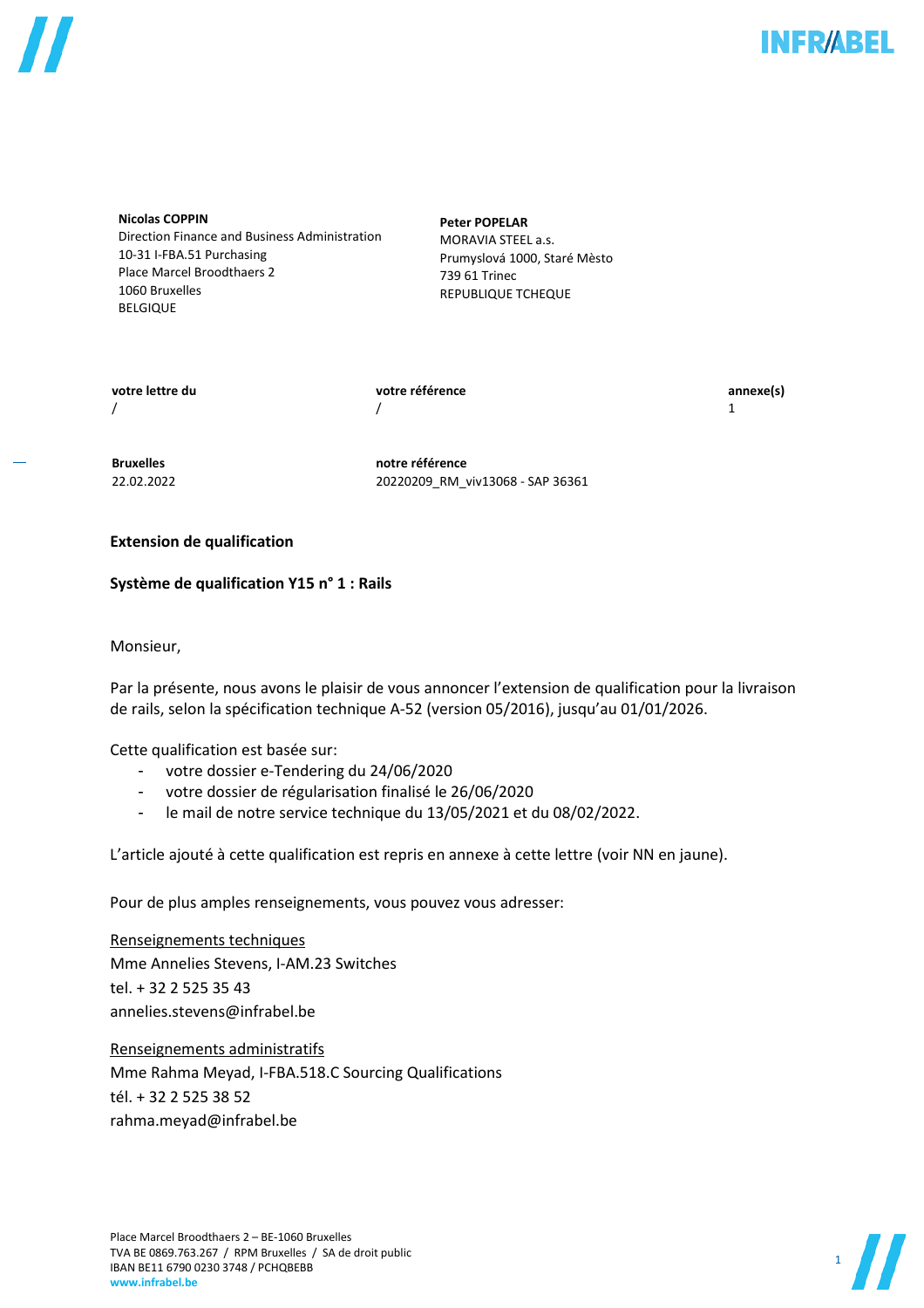**Nicolas COPPIN**
Direction Finance and Business Administration
10-31 I-FBA.51 Purchasing
Place Marcel Broodthaers 2
1060 Bruxelles
BELGIQUE

**Peter POPELAR**
MORAVIA STEEL a.s.
Prumyslová 1000, Staré Mèsto
739 61 Trinec
REPUBLIQUE TCHEQUE

| **votre lettre du** | **votre référence** | **annexe(s)** |
| --- | --- | --- |
| / | / | 1 |

| **Bruxelles** | **notre référence** |
| --- | --- |
| 22.02.2022 | 20220209_RM_viv13068 - SAP 36361 |

**Extension de qualification**

**Système de qualification Y15 n° 1 : Rails**

Monsieur,

Par la présente, nous avons le plaisir de vous annoncer l'extension de qualification pour la livraison de rails, selon la spécification technique A-52 (version 05/2016), jusqu'au 01/01/2026.

Cette qualification est basée sur:

- votre dossier e-Tendering du 24/06/2020
- votre dossier de régularisation finalisé le 26/06/2020
- le mail de notre service technique du 13/05/2021 et du 08/02/2022.

L'article ajouté à cette qualification est repris en annexe à cette lettre (voir NN en jaune).

Pour de plus amples renseignements, vous pouvez vous adresser:

Renseignements techniques
Mme Annelies Stevens, I-AM.23 Switches
tel. + 32 2 525 35 43
annelies.stevens@infrabel.be

Renseignements administratifs
Mme Rahma Meyad, I-FBA.518.C Sourcing Qualifications
tél. + 32 2 525 38 52
rahma.meyad@infrabel.be

Place Marcel Broodthaers 2 – BE-1060 Bruxelles
TVA BE 0869.763.267 / RPM Bruxelles / SA de droit public
IBAN BE11 6790 0230 3748 / PCHQBEBB
www.infrabel.be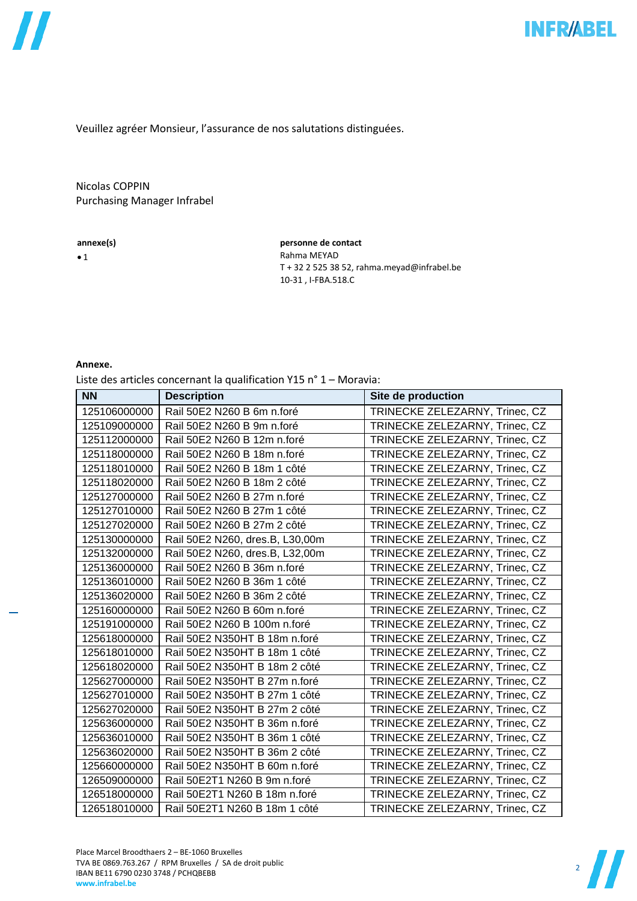Veuillez agréer Monsieur, l’assurance de nos salutations distinguées.

Nicolas COPPIN
Purchasing Manager Infrabel

**annexe(s)**

- 1

**personne de contact**
Rahma MEYAD
T + 32 2 525 38 52, rahma.meyad@infrabel.be
10-31 , I-FBA.518.C

**Annexe.**

Liste des articles concernant la qualification Y15 n° 1 – Moravia:

| NN | Description | Site de production |
|---|---|---|
| 125106000000 | Rail 50E2 N260 B 6m n.foré | TRINECKE ZELEZARNY, Trinec, CZ |
| 125109000000 | Rail 50E2 N260 B 9m n.foré | TRINECKE ZELEZARNY, Trinec, CZ |
| 125112000000 | Rail 50E2 N260 B 12m n.foré | TRINECKE ZELEZARNY, Trinec, CZ |
| 125118000000 | Rail 50E2 N260 B 18m n.foré | TRINECKE ZELEZARNY, Trinec, CZ |
| 125118010000 | Rail 50E2 N260 B 18m 1 côté | TRINECKE ZELEZARNY, Trinec, CZ |
| 125118020000 | Rail 50E2 N260 B 18m 2 côté | TRINECKE ZELEZARNY, Trinec, CZ |
| 125127000000 | Rail 50E2 N260 B 27m n.foré | TRINECKE ZELEZARNY, Trinec, CZ |
| 125127010000 | Rail 50E2 N260 B 27m 1 côté | TRINECKE ZELEZARNY, Trinec, CZ |
| 125127020000 | Rail 50E2 N260 B 27m 2 côté | TRINECKE ZELEZARNY, Trinec, CZ |
| 125130000000 | Rail 50E2 N260, dres.B, L30,00m | TRINECKE ZELEZARNY, Trinec, CZ |
| 125132000000 | Rail 50E2 N260, dres.B, L32,00m | TRINECKE ZELEZARNY, Trinec, CZ |
| 125136000000 | Rail 50E2 N260 B 36m n.foré | TRINECKE ZELEZARNY, Trinec, CZ |
| 125136010000 | Rail 50E2 N260 B 36m 1 côté | TRINECKE ZELEZARNY, Trinec, CZ |
| 125136020000 | Rail 50E2 N260 B 36m 2 côté | TRINECKE ZELEZARNY, Trinec, CZ |
| 125160000000 | Rail 50E2 N260 B 60m n.foré | TRINECKE ZELEZARNY, Trinec, CZ |
| 125191000000 | Rail 50E2 N260 B 100m n.foré | TRINECKE ZELEZARNY, Trinec, CZ |
| 125618000000 | Rail 50E2 N350HT B 18m n.foré | TRINECKE ZELEZARNY, Trinec, CZ |
| 125618010000 | Rail 50E2 N350HT B 18m 1 côté | TRINECKE ZELEZARNY, Trinec, CZ |
| 125618020000 | Rail 50E2 N350HT B 18m 2 côté | TRINECKE ZELEZARNY, Trinec, CZ |
| 125627000000 | Rail 50E2 N350HT B 27m n.foré | TRINECKE ZELEZARNY, Trinec, CZ |
| 125627010000 | Rail 50E2 N350HT B 27m 1 côté | TRINECKE ZELEZARNY, Trinec, CZ |
| 125627020000 | Rail 50E2 N350HT B 27m 2 côté | TRINECKE ZELEZARNY, Trinec, CZ |
| 125636000000 | Rail 50E2 N350HT B 36m n.foré | TRINECKE ZELEZARNY, Trinec, CZ |
| 125636010000 | Rail 50E2 N350HT B 36m 1 côté | TRINECKE ZELEZARNY, Trinec, CZ |
| 125636020000 | Rail 50E2 N350HT B 36m 2 côté | TRINECKE ZELEZARNY, Trinec, CZ |
| 125660000000 | Rail 50E2 N350HT B 60m n.foré | TRINECKE ZELEZARNY, Trinec, CZ |
| 126509000000 | Rail 50E2T1 N260 B 9m n.foré | TRINECKE ZELEZARNY, Trinec, CZ |
| 126518000000 | Rail 50E2T1 N260 B 18m n.foré | TRINECKE ZELEZARNY, Trinec, CZ |
| 126518010000 | Rail 50E2T1 N260 B 18m 1 côté | TRINECKE ZELEZARNY, Trinec, CZ |

Place Marcel Broodthaers 2 – BE-1060 Bruxelles
TVA BE 0869.763.267 / RPM Bruxelles / SA de droit public
IBAN BE11 6790 0230 3748 / PCHQBEBB
**www.infrabel.be**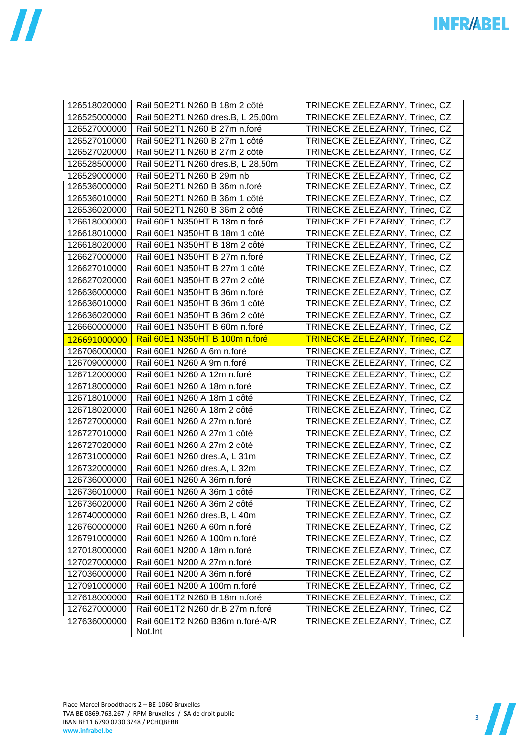| | | |
|---|---|---|
| 126518020000 | Rail 50E2T1 N260 B 18m 2 côté | TRINECKE ZELEZARNY, Trinec, CZ |
| 126525000000 | Rail 50E2T1 N260 dres.B, L 25,00m | TRINECKE ZELEZARNY, Trinec, CZ |
| 126527000000 | Rail 50E2T1 N260 B 27m n.foré | TRINECKE ZELEZARNY, Trinec, CZ |
| 126527010000 | Rail 50E2T1 N260 B 27m 1 côté | TRINECKE ZELEZARNY, Trinec, CZ |
| 126527020000 | Rail 50E2T1 N260 B 27m 2 côté | TRINECKE ZELEZARNY, Trinec, CZ |
| 126528500000 | Rail 50E2T1 N260 dres.B, L 28,50m | TRINECKE ZELEZARNY, Trinec, CZ |
| 126529000000 | Rail 50E2T1 N260 B 29m nb | TRINECKE ZELEZARNY, Trinec, CZ |
| 126536000000 | Rail 50E2T1 N260 B 36m n.foré | TRINECKE ZELEZARNY, Trinec, CZ |
| 126536010000 | Rail 50E2T1 N260 B 36m 1 côté | TRINECKE ZELEZARNY, Trinec, CZ |
| 126536020000 | Rail 50E2T1 N260 B 36m 2 côté | TRINECKE ZELEZARNY, Trinec, CZ |
| 126618000000 | Rail 60E1 N350HT B 18m n.foré | TRINECKE ZELEZARNY, Trinec, CZ |
| 126618010000 | Rail 60E1 N350HT B 18m 1 côté | TRINECKE ZELEZARNY, Trinec, CZ |
| 126618020000 | Rail 60E1 N350HT B 18m 2 côté | TRINECKE ZELEZARNY, Trinec, CZ |
| 126627000000 | Rail 60E1 N350HT B 27m n.foré | TRINECKE ZELEZARNY, Trinec, CZ |
| 126627010000 | Rail 60E1 N350HT B 27m 1 côté | TRINECKE ZELEZARNY, Trinec, CZ |
| 126627020000 | Rail 60E1 N350HT B 27m 2 côté | TRINECKE ZELEZARNY, Trinec, CZ |
| 126636000000 | Rail 60E1 N350HT B 36m n.foré | TRINECKE ZELEZARNY, Trinec, CZ |
| 126636010000 | Rail 60E1 N350HT B 36m 1 côté | TRINECKE ZELEZARNY, Trinec, CZ |
| 126636020000 | Rail 60E1 N350HT B 36m 2 côté | TRINECKE ZELEZARNY, Trinec, CZ |
| 126660000000 | Rail 60E1 N350HT B 60m n.foré | TRINECKE ZELEZARNY, Trinec, CZ |
| 126691000000 | Rail 60E1 N350HT B 100m n.foré | TRINECKE ZELEZARNY, Trinec, CZ |
| 126706000000 | Rail 60E1 N260 A 6m n.foré | TRINECKE ZELEZARNY, Trinec, CZ |
| 126709000000 | Rail 60E1 N260 A 9m n.foré | TRINECKE ZELEZARNY, Trinec, CZ |
| 126712000000 | Rail 60E1 N260 A 12m n.foré | TRINECKE ZELEZARNY, Trinec, CZ |
| 126718000000 | Rail 60E1 N260 A 18m n.foré | TRINECKE ZELEZARNY, Trinec, CZ |
| 126718010000 | Rail 60E1 N260 A 18m 1 côté | TRINECKE ZELEZARNY, Trinec, CZ |
| 126718020000 | Rail 60E1 N260 A 18m 2 côté | TRINECKE ZELEZARNY, Trinec, CZ |
| 126727000000 | Rail 60E1 N260 A 27m n.foré | TRINECKE ZELEZARNY, Trinec, CZ |
| 126727010000 | Rail 60E1 N260 A 27m 1 côté | TRINECKE ZELEZARNY, Trinec, CZ |
| 126727020000 | Rail 60E1 N260 A 27m 2 côté | TRINECKE ZELEZARNY, Trinec, CZ |
| 126731000000 | Rail 60E1 N260 dres.A, L 31m | TRINECKE ZELEZARNY, Trinec, CZ |
| 126732000000 | Rail 60E1 N260 dres.A, L 32m | TRINECKE ZELEZARNY, Trinec, CZ |
| 126736000000 | Rail 60E1 N260 A 36m n.foré | TRINECKE ZELEZARNY, Trinec, CZ |
| 126736010000 | Rail 60E1 N260 A 36m 1 côté | TRINECKE ZELEZARNY, Trinec, CZ |
| 126736020000 | Rail 60E1 N260 A 36m 2 côté | TRINECKE ZELEZARNY, Trinec, CZ |
| 126740000000 | Rail 60E1 N260 dres.B, L 40m | TRINECKE ZELEZARNY, Trinec, CZ |
| 126760000000 | Rail 60E1 N260 A 60m n.foré | TRINECKE ZELEZARNY, Trinec, CZ |
| 126791000000 | Rail 60E1 N260 A 100m n.foré | TRINECKE ZELEZARNY, Trinec, CZ |
| 127018000000 | Rail 60E1 N200 A 18m n.foré | TRINECKE ZELEZARNY, Trinec, CZ |
| 127027000000 | Rail 60E1 N200 A 27m n.foré | TRINECKE ZELEZARNY, Trinec, CZ |
| 127036000000 | Rail 60E1 N200 A 36m n.foré | TRINECKE ZELEZARNY, Trinec, CZ |
| 127091000000 | Rail 60E1 N200 A 100m n.foré | TRINECKE ZELEZARNY, Trinec, CZ |
| 127618000000 | Rail 60E1T2 N260 B 18m n.foré | TRINECKE ZELEZARNY, Trinec, CZ |
| 127627000000 | Rail 60E1T2 N260 dr.B 27m n.foré | TRINECKE ZELEZARNY, Trinec, CZ |
| 127636000000 | Rail 60E1T2 N260 B36m n.foré-A/R Not.Int | TRINECKE ZELEZARNY, Trinec, CZ |

Place Marcel Broodthaers 2 – BE-1060 Bruxelles
TVA BE 0869.763.267 / RPM Bruxelles / SA de droit public
IBAN BE11 6790 0230 3748 / PCHQBEBB
**www.infrabel.be**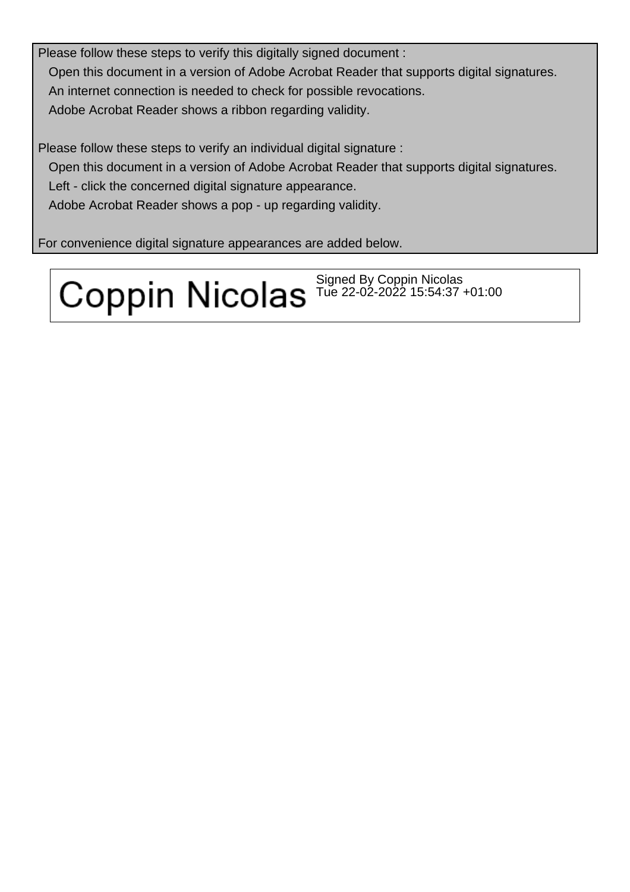Please follow these steps to verify this digitally signed document :

Open this document in a version of Adobe Acrobat Reader that supports digital signatures.
An internet connection is needed to check for possible revocations.
Adobe Acrobat Reader shows a ribbon regarding validity.

Please follow these steps to verify an individual digital signature :

Open this document in a version of Adobe Acrobat Reader that supports digital signatures.
Left - click the concerned digital signature appearance.
Adobe Acrobat Reader shows a pop - up regarding validity.

For convenience digital signature appearances are added below.

Coppin Nicolas

Signed By Coppin Nicolas
Tue 22-02-2022 15:54:37 +01:00